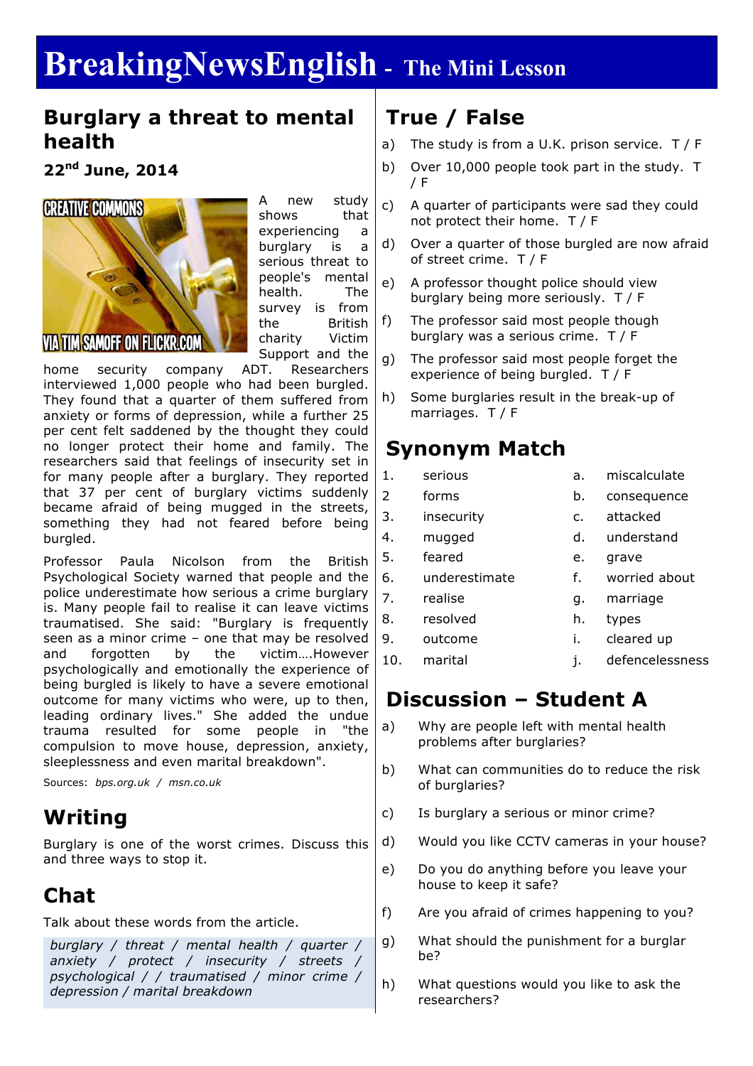# BreakingNewsEnglish - The Mini Lesson

## Burglary a threat to mental health

**22nd June, 2014**

A new study shows that experiencing a burglary is a serious threat to people's mental health. The survey is from the British charity Victim Support and the home security company ADT. Researchers interviewed 1,000 people who had been burgled. They found that a quarter of them suffered from anxiety or forms of depression, while a further 25 per cent felt saddened by the thought they could no longer protect their home and family. The researchers said that feelings of insecurity set in for many people after a burglary. They reported that 37 per cent of burglary victims suddenly became afraid of being mugged in the streets, something they had not feared before being burgled.

Professor Paula Nicolson from the British Psychological Society warned that people and the police underestimate how serious a crime burglary is. Many people fail to realise it can leave victims traumatised. She said: "Burglary is frequently seen as a minor crime – one that may be resolved and forgotten by the victim….However psychologically and emotionally the experience of being burgled is likely to have a severe emotional outcome for many victims who were, up to then, leading ordinary lives." She added the undue trauma resulted for some people in "the compulsion to move house, depression, anxiety, sleeplessness and even marital breakdown".

Sources: *bps.org.uk* / *msn.co.uk*

## Writing

Burglary is one of the worst crimes. Discuss this and three ways to stop it.

## Chat

Talk about these words from the article.

*burglary / threat / mental health / quarter / anxiety / protect / insecurity / streets / psychological / / traumatised / minor crime / depression / marital breakdown*

## True / False

a) The study is from a U.K. prison service. T / F

b) Over 10,000 people took part in the study. T / F

c) A quarter of participants were sad they could not protect their home. T / F

d) Over a quarter of those burgled are now afraid of street crime. T / F

e) A professor thought police should view burglary being more seriously. T / F

f) The professor said most people though burglary was a serious crime. T / F

g) The professor said most people forget the experience of being burgled. T / F

h) Some burglaries result in the break-up of marriages. T / F

## Synonym Match

| | | | |
|---|---|---|---|
| 1. | serious | a. | miscalculate |
| 2 | forms | b. | consequence |
| 3. | insecurity | c. | attacked |
| 4. | mugged | d. | understand |
| 5. | feared | e. | grave |
| 6. | underestimate | f. | worried about |
| 7. | realise | g. | marriage |
| 8. | resolved | h. | types |
| 9. | outcome | i. | cleared up |
| 10. | marital | j. | defencelessness |

## Discussion – Student A

a) Why are people left with mental health problems after burglaries?

b) What can communities do to reduce the risk of burglaries?

c) Is burglary a serious or minor crime?

d) Would you like CCTV cameras in your house?

e) Do you do anything before you leave your house to keep it safe?

f) Are you afraid of crimes happening to you?

g) What should the punishment for a burglar be?

h) What questions would you like to ask the researchers?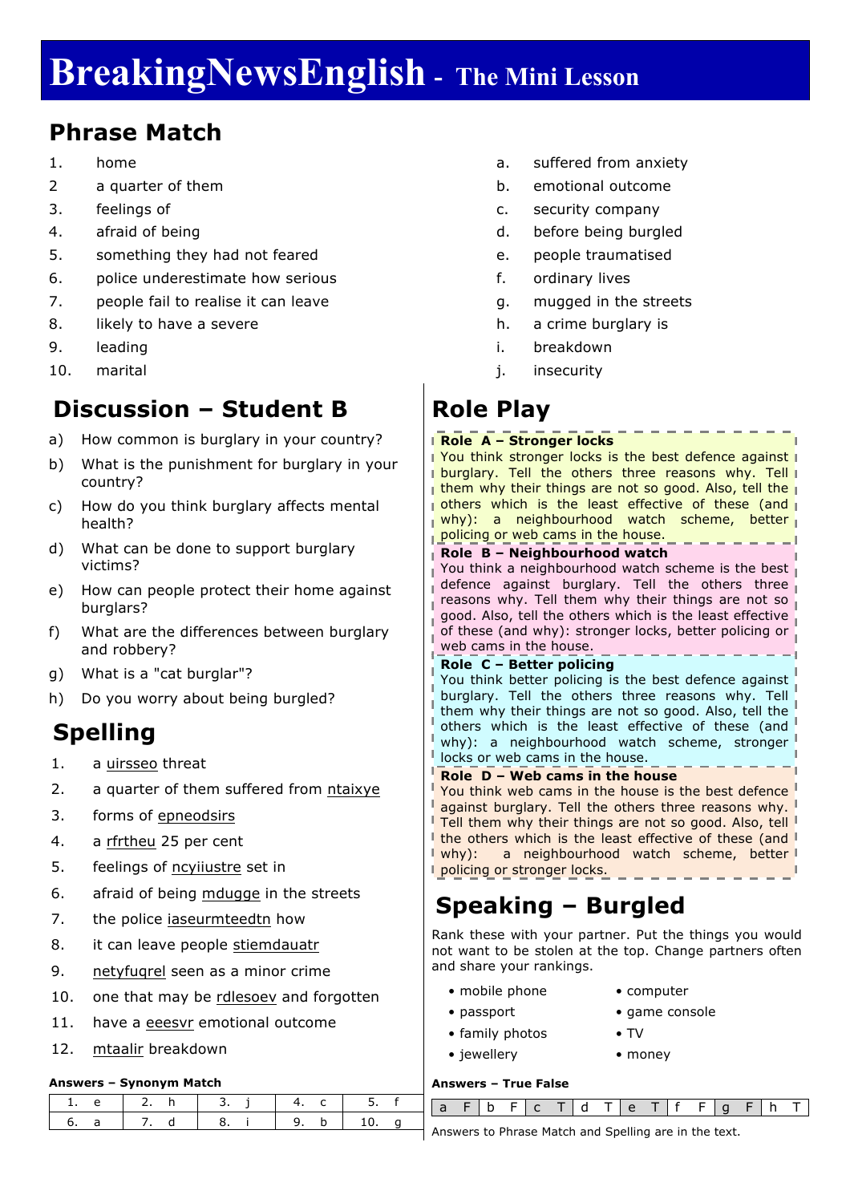# BreakingNewsEnglish - The Mini Lesson

## Phrase Match

1. home
2. a quarter of them
3. feelings of
4. afraid of being
5. something they had not feared
6. police underestimate how serious
7. people fail to realise it can leave
8. likely to have a severe
9. leading
10. marital

a. suffered from anxiety
b. emotional outcome
c. security company
d. before being burgled
e. people traumatised
f. ordinary lives
g. mugged in the streets
h. a crime burglary is
i. breakdown
j. insecurity

## Discussion – Student B

a) How common is burglary in your country?
b) What is the punishment for burglary in your country?
c) How do you think burglary affects mental health?
d) What can be done to support burglary victims?
e) How can people protect their home against burglars?
f) What are the differences between burglary and robbery?
g) What is a "cat burglar"?
h) Do you worry about being burgled?

## Spelling

1. a uirsseo threat
2. a quarter of them suffered from ntaixye
3. forms of epneodsirs
4. a rfrtheu 25 per cent
5. feelings of ncyiiustre set in
6. afraid of being mdugge in the streets
7. the police iaseurmteedtn how
8. it can leave people stiemdauatr
9. netyfuqrel seen as a minor crime
10. one that may be rdlesoev and forgotten
11. have a eeesvr emotional outcome
12. mtaalir breakdown

**Answers – Synonym Match**

| | | | | |
|---|---|---|---|---|
| 1. e | 2. h | 3. j | 4. c | 5. f |
| 6. a | 7. d | 8. i | 9. b | 10. g |

## Role Play

**Role A – Stronger locks**
You think stronger locks is the best defence against burglary. Tell the others three reasons why. Tell them why their things are not so good. Also, tell the others which is the least effective of these (and why): a neighbourhood watch scheme, better policing or web cams in the house.

**Role B – Neighbourhood watch**
You think a neighbourhood watch scheme is the best defence against burglary. Tell the others three reasons why. Tell them why their things are not so good. Also, tell the others which is the least effective of these (and why): stronger locks, better policing or web cams in the house.

**Role C – Better policing**
You think better policing is the best defence against burglary. Tell the others three reasons why. Tell them why their things are not so good. Also, tell the others which is the least effective of these (and why): a neighbourhood watch scheme, stronger locks or web cams in the house.

**Role D – Web cams in the house**
You think web cams in the house is the best defence against burglary. Tell the others three reasons why. Tell them why their things are not so good. Also, tell the others which is the least effective of these (and why): a neighbourhood watch scheme, better policing or stronger locks.

## Speaking – Burgled

Rank these with your partner. Put the things you would not want to be stolen at the top. Change partners often and share your rankings.

- mobile phone
- passport
- family photos
- jewellery
- computer
- game console
- TV
- money

**Answers – True False**

| | | | | | | | | | | | | | | | |
|---|---|---|---|---|---|---|---|---|---|---|---|---|---|---|---|
| a | F | b | F | c | T | d | T | e | T | f | F | g | F | h | T |

Answers to Phrase Match and Spelling are in the text.